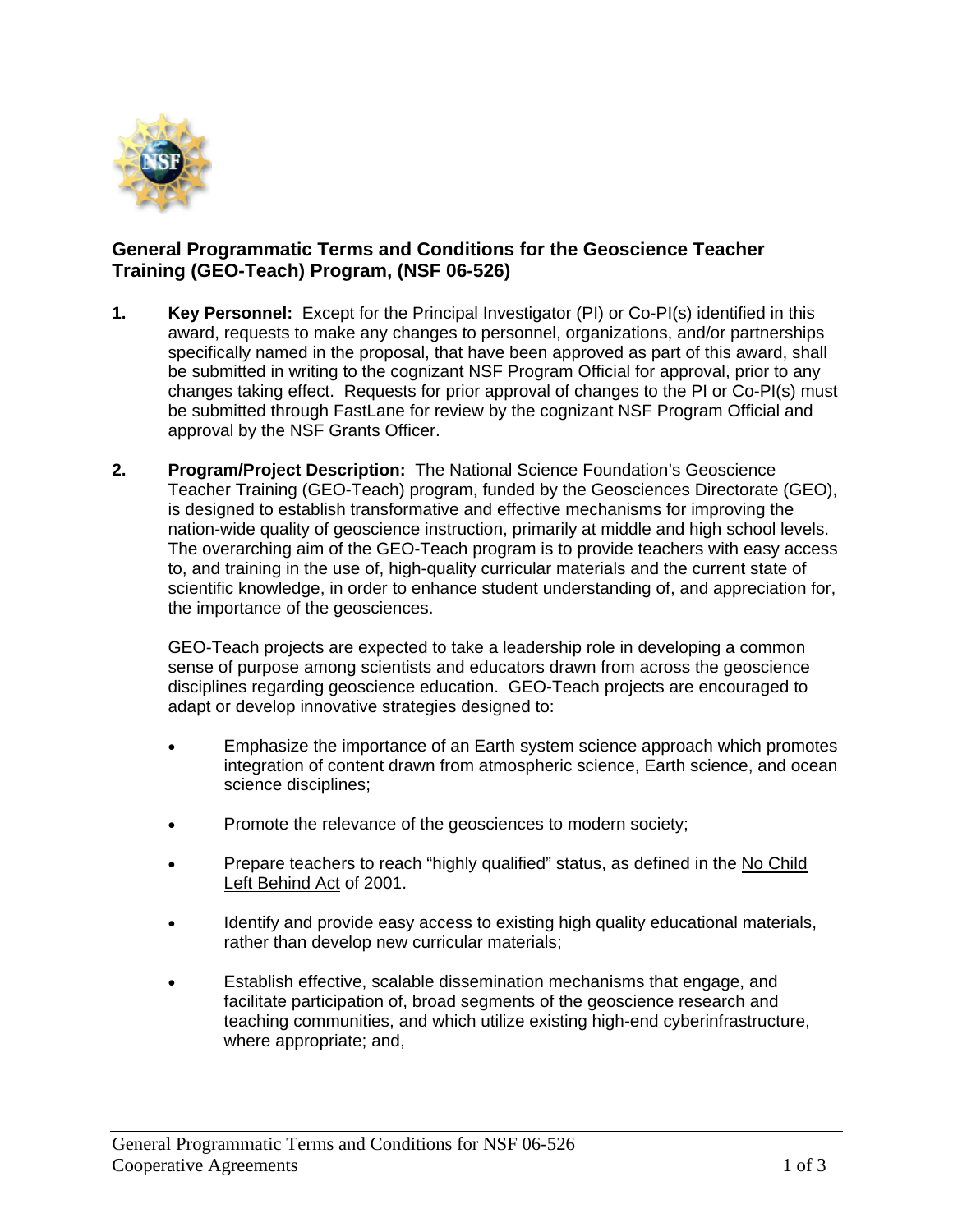## General Programmatic Terms and Conditions for the Geoscience Teacher Training (GEO-Teach) Program, (NSF 06-526)

1. **Key Personnel:** Except for the Principal Investigator (PI) or Co-PI(s) identified in this award, requests to make any changes to personnel, organizations, and/or partnerships specifically named in the proposal, that have been approved as part of this award, shall be submitted in writing to the cognizant NSF Program Official for approval, prior to any changes taking effect. Requests for prior approval of changes to the PI or Co-PI(s) must be submitted through FastLane for review by the cognizant NSF Program Official and approval by the NSF Grants Officer.

2. **Program/Project Description:** The National Science Foundation's Geoscience Teacher Training (GEO-Teach) program, funded by the Geosciences Directorate (GEO), is designed to establish transformative and effective mechanisms for improving the nation-wide quality of geoscience instruction, primarily at middle and high school levels. The overarching aim of the GEO-Teach program is to provide teachers with easy access to, and training in the use of, high-quality curricular materials and the current state of scientific knowledge, in order to enhance student understanding of, and appreciation for, the importance of the geosciences.

   GEO-Teach projects are expected to take a leadership role in developing a common sense of purpose among scientists and educators drawn from across the geoscience disciplines regarding geoscience education. GEO-Teach projects are encouraged to adapt or develop innovative strategies designed to:

   - Emphasize the importance of an Earth system science approach which promotes integration of content drawn from atmospheric science, Earth science, and ocean science disciplines;
   - Promote the relevance of the geosciences to modern society;
   - Prepare teachers to reach "highly qualified" status, as defined in the No Child Left Behind Act of 2001.
   - Identify and provide easy access to existing high quality educational materials, rather than develop new curricular materials;
   - Establish effective, scalable dissemination mechanisms that engage, and facilitate participation of, broad segments of the geoscience research and teaching communities, and which utilize existing high-end cyberinfrastructure, where appropriate; and,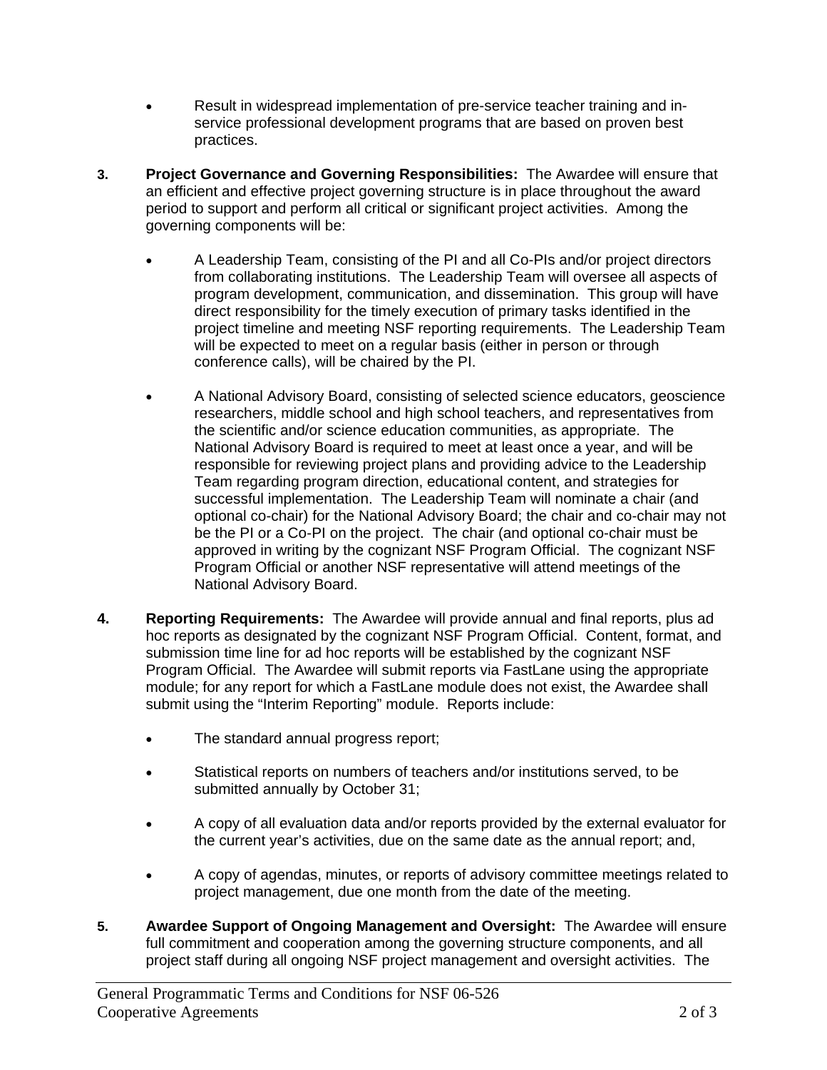- Result in widespread implementation of pre-service teacher training and in-service professional development programs that are based on proven best practices.

3. **Project Governance and Governing Responsibilities:** The Awardee will ensure that an efficient and effective project governing structure is in place throughout the award period to support and perform all critical or significant project activities. Among the governing components will be:

   - A Leadership Team, consisting of the PI and all Co-PIs and/or project directors from collaborating institutions. The Leadership Team will oversee all aspects of program development, communication, and dissemination. This group will have direct responsibility for the timely execution of primary tasks identified in the project timeline and meeting NSF reporting requirements. The Leadership Team will be expected to meet on a regular basis (either in person or through conference calls), will be chaired by the PI.

   - A National Advisory Board, consisting of selected science educators, geoscience researchers, middle school and high school teachers, and representatives from the scientific and/or science education communities, as appropriate. The National Advisory Board is required to meet at least once a year, and will be responsible for reviewing project plans and providing advice to the Leadership Team regarding program direction, educational content, and strategies for successful implementation. The Leadership Team will nominate a chair (and optional co-chair) for the National Advisory Board; the chair and co-chair may not be the PI or a Co-PI on the project. The chair (and optional co-chair must be approved in writing by the cognizant NSF Program Official. The cognizant NSF Program Official or another NSF representative will attend meetings of the National Advisory Board.

4. **Reporting Requirements:** The Awardee will provide annual and final reports, plus ad hoc reports as designated by the cognizant NSF Program Official. Content, format, and submission time line for ad hoc reports will be established by the cognizant NSF Program Official. The Awardee will submit reports via FastLane using the appropriate module; for any report for which a FastLane module does not exist, the Awardee shall submit using the "Interim Reporting" module. Reports include:

   - The standard annual progress report;

   - Statistical reports on numbers of teachers and/or institutions served, to be submitted annually by October 31;

   - A copy of all evaluation data and/or reports provided by the external evaluator for the current year's activities, due on the same date as the annual report; and,

   - A copy of agendas, minutes, or reports of advisory committee meetings related to project management, due one month from the date of the meeting.

5. **Awardee Support of Ongoing Management and Oversight:** The Awardee will ensure full commitment and cooperation among the governing structure components, and all project staff during all ongoing NSF project management and oversight activities. The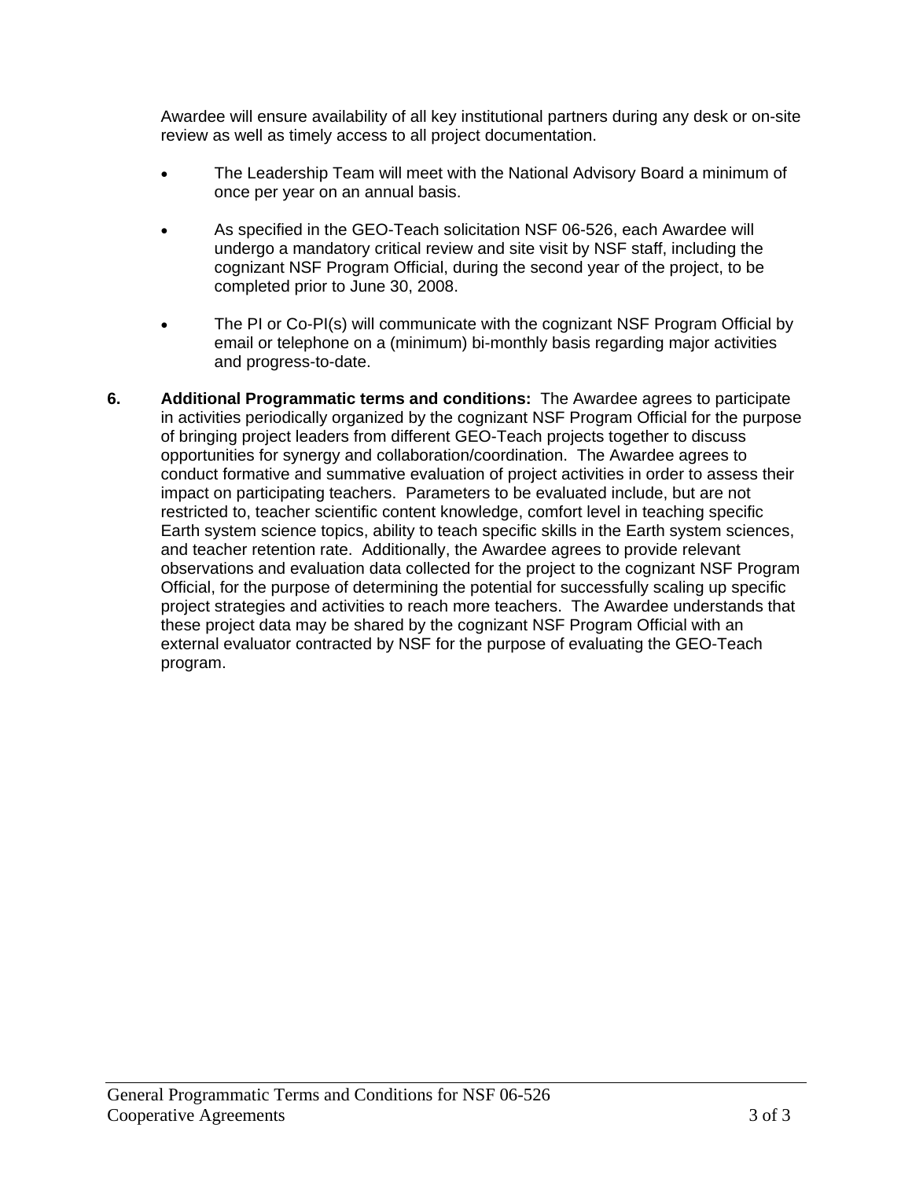Awardee will ensure availability of all key institutional partners during any desk or on-site review as well as timely access to all project documentation.

- The Leadership Team will meet with the National Advisory Board a minimum of once per year on an annual basis.
- As specified in the GEO-Teach solicitation NSF 06-526, each Awardee will undergo a mandatory critical review and site visit by NSF staff, including the cognizant NSF Program Official, during the second year of the project, to be completed prior to June 30, 2008.
- The PI or Co-PI(s) will communicate with the cognizant NSF Program Official by email or telephone on a (minimum) bi-monthly basis regarding major activities and progress-to-date.

**6. Additional Programmatic terms and conditions:** The Awardee agrees to participate in activities periodically organized by the cognizant NSF Program Official for the purpose of bringing project leaders from different GEO-Teach projects together to discuss opportunities for synergy and collaboration/coordination. The Awardee agrees to conduct formative and summative evaluation of project activities in order to assess their impact on participating teachers. Parameters to be evaluated include, but are not restricted to, teacher scientific content knowledge, comfort level in teaching specific Earth system science topics, ability to teach specific skills in the Earth system sciences, and teacher retention rate. Additionally, the Awardee agrees to provide relevant observations and evaluation data collected for the project to the cognizant NSF Program Official, for the purpose of determining the potential for successfully scaling up specific project strategies and activities to reach more teachers. The Awardee understands that these project data may be shared by the cognizant NSF Program Official with an external evaluator contracted by NSF for the purpose of evaluating the GEO-Teach program.